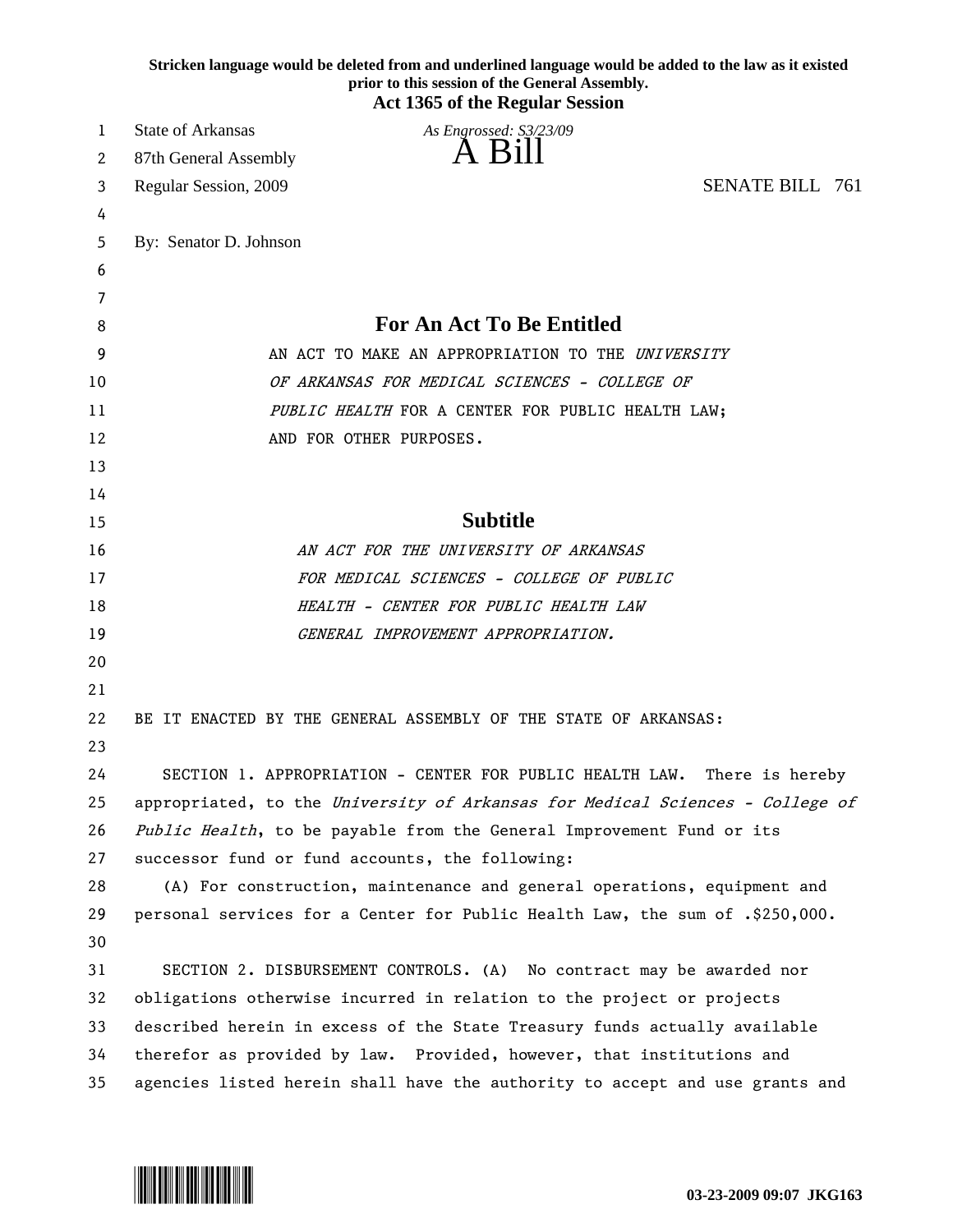**Stricken language would be deleted from and underlined language would be added to the law as it existed prior to this session of the General Assembly.**

**Act 1365 of the Regular Session**

State of Arkansas *As Engrossed: S3/23/09*

87th General Assembly

# A Bill

Regular Session, 2009 SENATE BILL 761

By: Senator D. Johnson

## For An Act To Be Entitled

AN ACT TO MAKE AN APPROPRIATION TO THE *UNIVERSITY OF ARKANSAS FOR MEDICAL SCIENCES - COLLEGE OF PUBLIC HEALTH* FOR A CENTER FOR PUBLIC HEALTH LAW; AND FOR OTHER PURPOSES.

## Subtitle

*AN ACT FOR THE UNIVERSITY OF ARKANSAS FOR MEDICAL SCIENCES - COLLEGE OF PUBLIC HEALTH - CENTER FOR PUBLIC HEALTH LAW GENERAL IMPROVEMENT APPROPRIATION.*

BE IT ENACTED BY THE GENERAL ASSEMBLY OF THE STATE OF ARKANSAS:

SECTION 1. APPROPRIATION - CENTER FOR PUBLIC HEALTH LAW. There is hereby appropriated, to the *University of Arkansas for Medical Sciences - College of Public Health*, to be payable from the General Improvement Fund or its successor fund or fund accounts, the following:

(A) For construction, maintenance and general operations, equipment and personal services for a Center for Public Health Law, the sum of .$250,000.

SECTION 2. DISBURSEMENT CONTROLS. (A) No contract may be awarded nor obligations otherwise incurred in relation to the project or projects described herein in excess of the State Treasury funds actually available therefor as provided by law. Provided, however, that institutions and agencies listed herein shall have the authority to accept and use grants and

03-23-2009 09:07 JKG163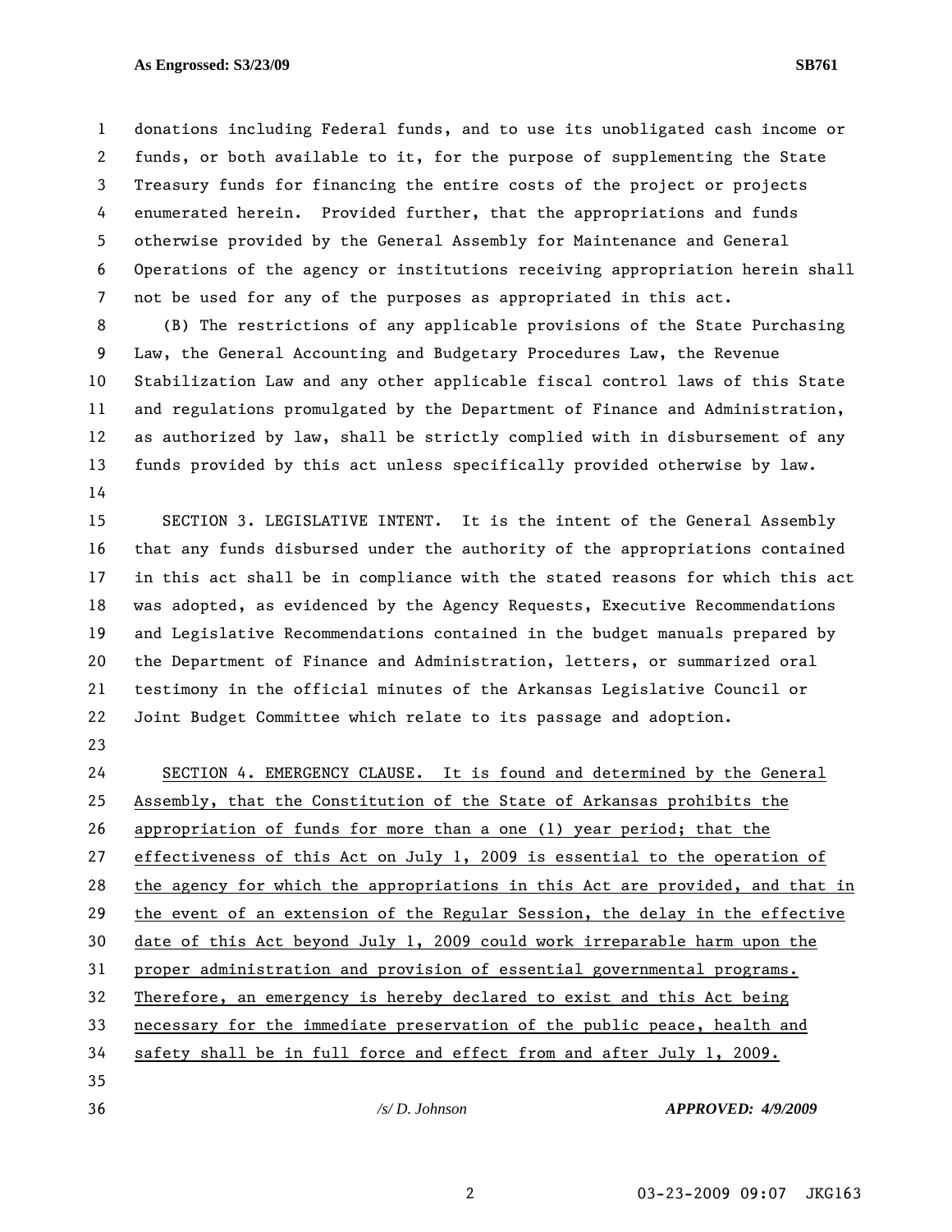donations including Federal funds, and to use its unobligated cash income or funds, or both available to it, for the purpose of supplementing the State Treasury funds for financing the entire costs of the project or projects enumerated herein. Provided further, that the appropriations and funds otherwise provided by the General Assembly for Maintenance and General Operations of the agency or institutions receiving appropriation herein shall not be used for any of the purposes as appropriated in this act.

(B) The restrictions of any applicable provisions of the State Purchasing Law, the General Accounting and Budgetary Procedures Law, the Revenue Stabilization Law and any other applicable fiscal control laws of this State and regulations promulgated by the Department of Finance and Administration, as authorized by law, shall be strictly complied with in disbursement of any funds provided by this act unless specifically provided otherwise by law.

SECTION 3. LEGISLATIVE INTENT. It is the intent of the General Assembly that any funds disbursed under the authority of the appropriations contained in this act shall be in compliance with the stated reasons for which this act was adopted, as evidenced by the Agency Requests, Executive Recommendations and Legislative Recommendations contained in the budget manuals prepared by the Department of Finance and Administration, letters, or summarized oral testimony in the official minutes of the Arkansas Legislative Council or Joint Budget Committee which relate to its passage and adoption.

SECTION 4. EMERGENCY CLAUSE. It is found and determined by the General Assembly, that the Constitution of the State of Arkansas prohibits the appropriation of funds for more than a one (1) year period; that the effectiveness of this Act on July 1, 2009 is essential to the operation of the agency for which the appropriations in this Act are provided, and that in the event of an extension of the Regular Session, the delay in the effective date of this Act beyond July 1, 2009 could work irreparable harm upon the proper administration and provision of essential governmental programs. Therefore, an emergency is hereby declared to exist and this Act being necessary for the immediate preservation of the public peace, health and safety shall be in full force and effect from and after July 1, 2009.

*/s/ D. Johnson* ***APPROVED: 4/9/2009***